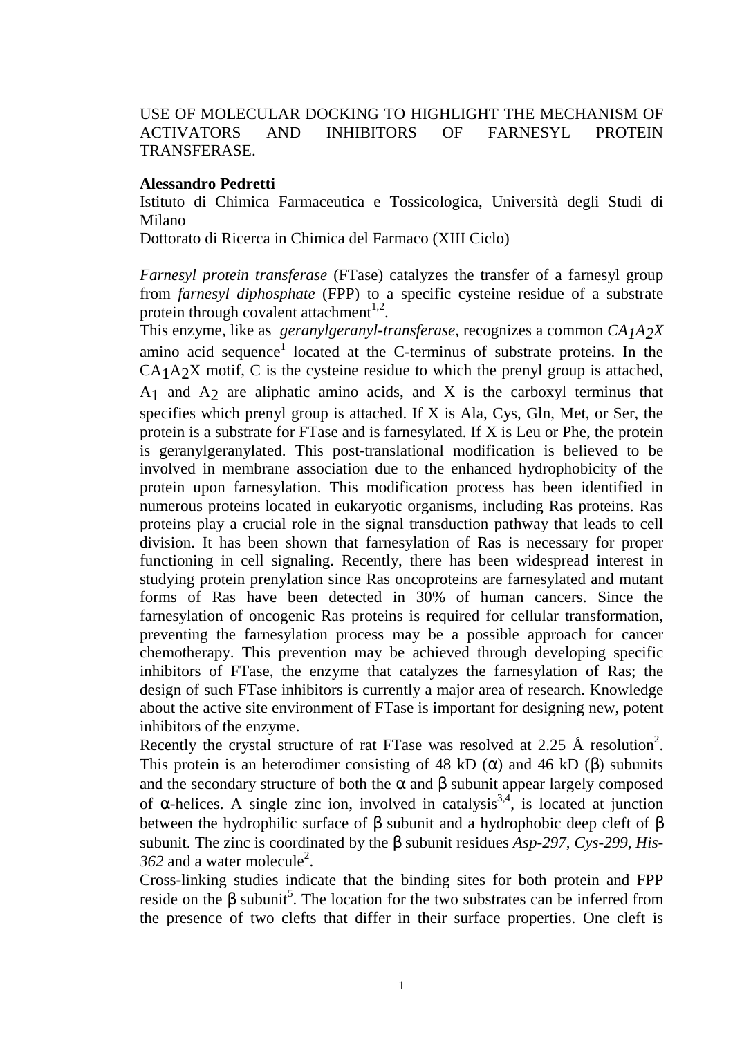# USE OF MOLECULAR DOCKING TO HIGHLIGHT THE MECHANISM OF ACTIVATORS AND INHIBITORS OF FARNESYL PROTEIN TRANSFERASE.

**Alessandro Pedretti**

Istituto di Chimica Farmaceutica e Tossicologica, Università degli Studi di Milano

Dottorato di Ricerca in Chimica del Farmaco (XIII Ciclo)

*Farnesyl protein transferase* (FTase) catalyzes the transfer of a farnesyl group from *farnesyl diphosphate* (FPP) to a specific cysteine residue of a substrate protein through covalent attachment[1,2].

This enzyme, like as *geranylgeranyl-transferase*, recognizes a common $CA_1A_2X$ amino acid sequence[1] located at the C-terminus of substrate proteins. In the $CA_1A_2X$ motif, C is the cysteine residue to which the prenyl group is attached, $A_1$ and $A_2$ are aliphatic amino acids, and X is the carboxyl terminus that specifies which prenyl group is attached. If X is Ala, Cys, Gln, Met, or Ser, the protein is a substrate for FTase and is farnesylated. If X is Leu or Phe, the protein is geranylgeranylated. This post-translational modification is believed to be involved in membrane association due to the enhanced hydrophobicity of the protein upon farnesylation. This modification process has been identified in numerous proteins located in eukaryotic organisms, including Ras proteins. Ras proteins play a crucial role in the signal transduction pathway that leads to cell division. It has been shown that farnesylation of Ras is necessary for proper functioning in cell signaling. Recently, there has been widespread interest in studying protein prenylation since Ras oncoproteins are farnesylated and mutant forms of Ras have been detected in 30% of human cancers. Since the farnesylation of oncogenic Ras proteins is required for cellular transformation, preventing the farnesylation process may be a possible approach for cancer chemotherapy. This prevention may be achieved through developing specific inhibitors of FTase, the enzyme that catalyzes the farnesylation of Ras; the design of such FTase inhibitors is currently a major area of research. Knowledge about the active site environment of FTase is important for designing new, potent inhibitors of the enzyme.

Recently the crystal structure of rat FTase was resolved at 2.25 Å resolution[2]. This protein is an heterodimer consisting of 48 kD ($\alpha$) and 46 kD ($\beta$) subunits and the secondary structure of both the $\alpha$ and $\beta$ subunit appear largely composed of $\alpha$-helices. A single zinc ion, involved in catalysis[3,4], is located at junction between the hydrophilic surface of $\beta$ subunit and a hydrophobic deep cleft of $\beta$ subunit. The zinc is coordinated by the $\beta$ subunit residues *Asp-297, Cys-299, His-362* and a water molecule[2].

Cross-linking studies indicate that the binding sites for both protein and FPP reside on the $\beta$ subunit[5]. The location for the two substrates can be inferred from the presence of two clefts that differ in their surface properties. One cleft is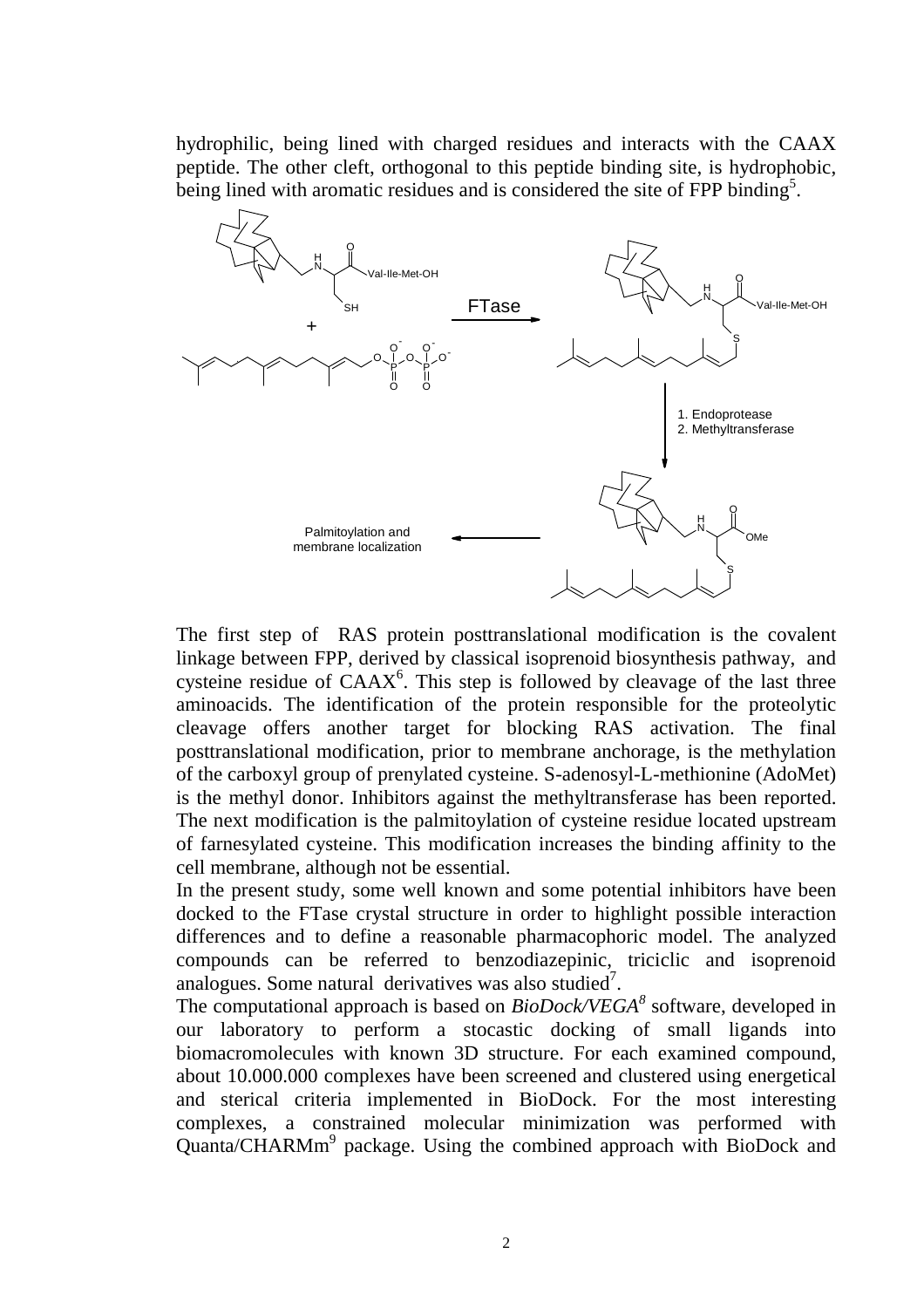hydrophilic, being lined with charged residues and interacts with the CAAX peptide. The other cleft, orthogonal to this peptide binding site, is hydrophobic, being lined with aromatic residues and is considered the site of FPP binding[5].

The first step of RAS protein posttranslational modification is the covalent linkage between FPP, derived by classical isoprenoid biosynthesis pathway, and cysteine residue of CAAX[6]. This step is followed by cleavage of the last three aminoacids. The identification of the protein responsible for the proteolytic cleavage offers another target for blocking RAS activation. The final posttranslational modification, prior to membrane anchorage, is the methylation of the carboxyl group of prenylated cysteine. S-adenosyl-L-methionine (AdoMet) is the methyl donor. Inhibitors against the methyltransferase has been reported. The next modification is the palmitoylation of cysteine residue located upstream of farnesylated cysteine. This modification increases the binding affinity to the cell membrane, although not be essential.

In the present study, some well known and some potential inhibitors have been docked to the FTase crystal structure in order to highlight possible interaction differences and to define a reasonable pharmacophoric model. The analyzed compounds can be referred to benzodiazepinic, triciclic and isoprenoid analogues. Some natural derivatives was also studied[7].

The computational approach is based on *BioDock/VEGA*[8] software, developed in our laboratory to perform a stocastic docking of small ligands into biomacromolecules with known 3D structure. For each examined compound, about 10.000.000 complexes have been screened and clustered using energetical and sterical criteria implemented in BioDock. For the most interesting complexes, a constrained molecular minimization was performed with Quanta/CHARMm[9] package. Using the combined approach with BioDock and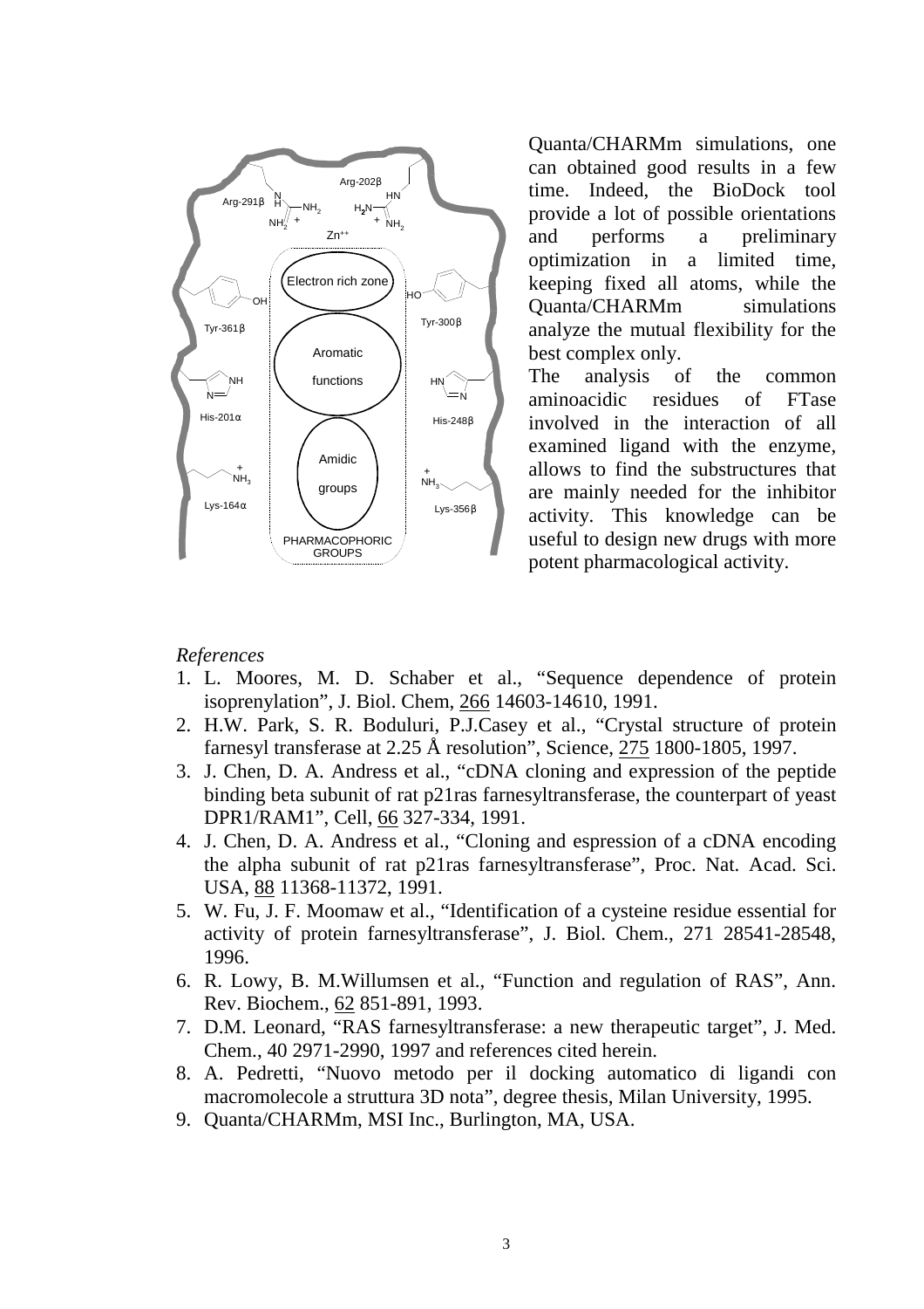Arg-202β
Arg-291β
$NH_2$
$H_2N$
$NH_2$
$NH_2$
$Zn^{++}$
Electron rich zone
OH
HO
Tyr-361β
Tyr-300β
Aromatic
functions
NH
HN
N
N
His-201α
His-248β
Amidic
groups
$NH_3^+$
$NH_3^+$
Lys-164α
Lys-356β
PHARMACOPHORIC GROUPS

Quanta/CHARMm simulations, one can obtained good results in a few time. Indeed, the BioDock tool provide a lot of possible orientations and performs a preliminary optimization in a limited time, keeping fixed all atoms, while the Quanta/CHARMm simulations analyze the mutual flexibility for the best complex only.

The analysis of the common aminoacidic residues of FTase involved in the interaction of all examined ligand with the enzyme, allows to find the substructures that are mainly needed for the inhibitor activity. This knowledge can be useful to design new drugs with more potent pharmacological activity.

*References*

1. L. Moores, M. D. Schaber et al., "Sequence dependence of protein isoprenylation", J. Biol. Chem, 266 14603-14610, 1991.
2. H.W. Park, S. R. Boduluri, P.J.Casey et al., "Crystal structure of protein farnesyl transferase at 2.25 Å resolution", Science, 275 1800-1805, 1997.
3. J. Chen, D. A. Andress et al., "cDNA cloning and expression of the peptide binding beta subunit of rat p21ras farnesyltransferase, the counterpart of yeast DPR1/RAM1", Cell, 66 327-334, 1991.
4. J. Chen, D. A. Andress et al., "Cloning and espression of a cDNA encoding the alpha subunit of rat p21ras farnesyltransferase", Proc. Nat. Acad. Sci. USA, 88 11368-11372, 1991.
5. W. Fu, J. F. Moomaw et al., "Identification of a cysteine residue essential for activity of protein farnesyltransferase", J. Biol. Chem., 271 28541-28548, 1996.
6. R. Lowy, B. M.Willumsen et al., "Function and regulation of RAS", Ann. Rev. Biochem., 62 851-891, 1993.
7. D.M. Leonard, "RAS farnesyltransferase: a new therapeutic target", J. Med. Chem., 40 2971-2990, 1997 and references cited herein.
8. A. Pedretti, "Nuovo metodo per il docking automatico di ligandi con macromolecole a struttura 3D nota", degree thesis, Milan University, 1995.
9. Quanta/CHARMm, MSI Inc., Burlington, MA, USA.